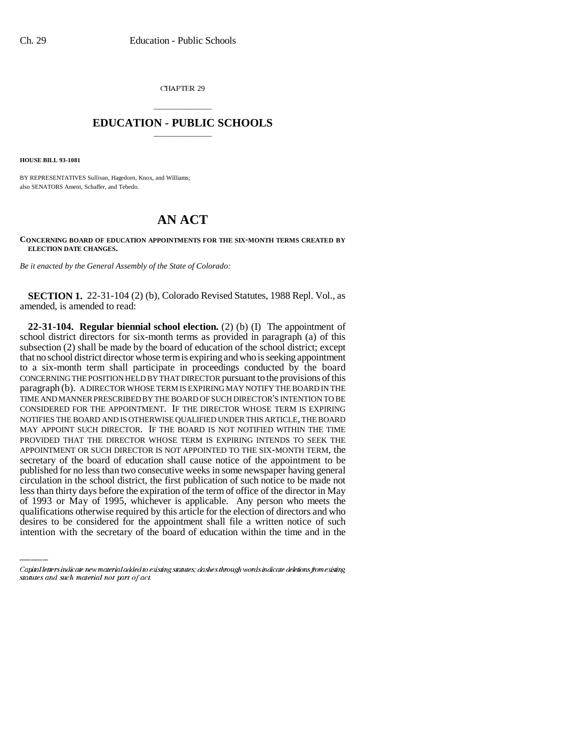CHAPTER 29

## EDUCATION - PUBLIC SCHOOLS

**HOUSE BILL 93-1081**

BY REPRESENTATIVES Sullivan, Hagedorn, Knox, and Williams;
also SENATORS Ament, Schaffer, and Tebedo.

# AN ACT

**CONCERNING BOARD OF EDUCATION APPOINTMENTS FOR THE SIX-MONTH TERMS CREATED BY ELECTION DATE CHANGES.**

*Be it enacted by the General Assembly of the State of Colorado:*

**SECTION 1.** 22-31-104 (2) (b), Colorado Revised Statutes, 1988 Repl. Vol., as amended, is amended to read:

**22-31-104. Regular biennial school election.** (2) (b) (I) The appointment of school district directors for six-month terms as provided in paragraph (a) of this subsection (2) shall be made by the board of education of the school district; except that no school district director whose term is expiring and who is seeking appointment to a six-month term shall participate in proceedings conducted by the board CONCERNING THE POSITION HELD BY THAT DIRECTOR pursuant to the provisions of this paragraph (b). A DIRECTOR WHOSE TERM IS EXPIRING MAY NOTIFY THE BOARD IN THE TIME AND MANNER PRESCRIBED BY THE BOARD OF SUCH DIRECTOR'S INTENTION TO BE CONSIDERED FOR THE APPOINTMENT. IF THE DIRECTOR WHOSE TERM IS EXPIRING NOTIFIES THE BOARD AND IS OTHERWISE QUALIFIED UNDER THIS ARTICLE, THE BOARD MAY APPOINT SUCH DIRECTOR. IF THE BOARD IS NOT NOTIFIED WITHIN THE TIME PROVIDED THAT THE DIRECTOR WHOSE TERM IS EXPIRING INTENDS TO SEEK THE APPOINTMENT OR SUCH DIRECTOR IS NOT APPOINTED TO THE SIX-MONTH TERM, the secretary of the board of education shall cause notice of the appointment to be published for no less than two consecutive weeks in some newspaper having general circulation in the school district, the first publication of such notice to be made not less than thirty days before the expiration of the term of office of the director in May of 1993 or May of 1995, whichever is applicable. Any person who meets the qualifications otherwise required by this article for the election of directors and who desires to be considered for the appointment shall file a written notice of such intention with the secretary of the board of education within the time and in the

*Capital letters indicate new material added to existing statutes; dashes through words indicate deletions from existing statutes and such material not part of act.*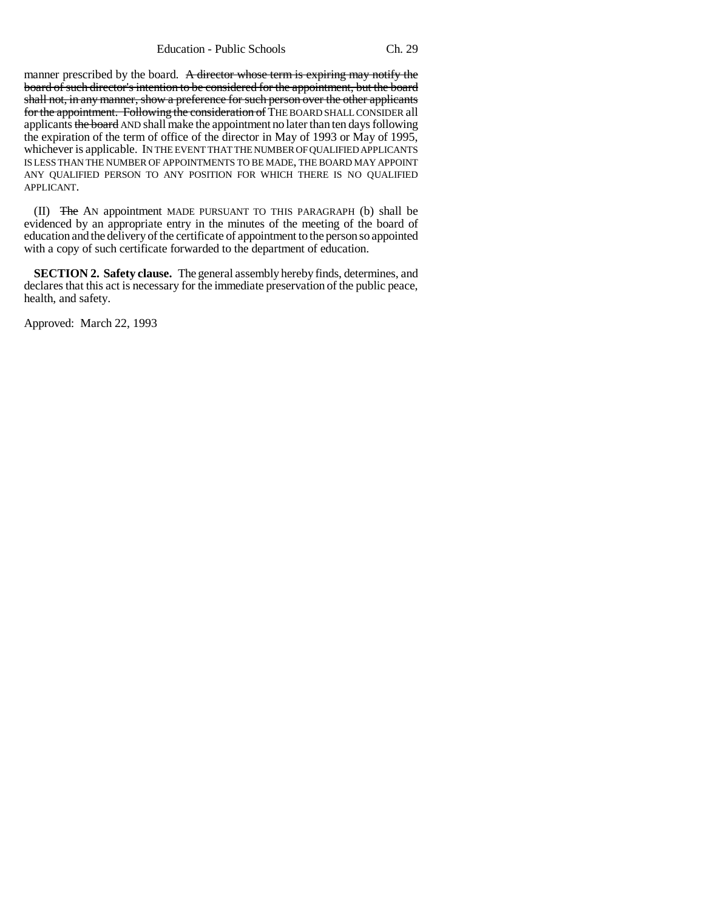manner prescribed by the board. ~~A director whose term is expiring may notify the board of such director's intention to be considered for the appointment, but the board shall not, in any manner, show a preference for such person over the other applicants for the appointment. Following the consideration of~~ THE BOARD SHALL CONSIDER all applicants ~~the board~~ AND shall make the appointment no later than ten days following the expiration of the term of office of the director in May of 1993 or May of 1995, whichever is applicable. IN THE EVENT THAT THE NUMBER OF QUALIFIED APPLICANTS IS LESS THAN THE NUMBER OF APPOINTMENTS TO BE MADE, THE BOARD MAY APPOINT ANY QUALIFIED PERSON TO ANY POSITION FOR WHICH THERE IS NO QUALIFIED APPLICANT.

(II) ~~The~~ AN appointment MADE PURSUANT TO THIS PARAGRAPH (b) shall be evidenced by an appropriate entry in the minutes of the meeting of the board of education and the delivery of the certificate of appointment to the person so appointed with a copy of such certificate forwarded to the department of education.

**SECTION 2. Safety clause.** The general assembly hereby finds, determines, and declares that this act is necessary for the immediate preservation of the public peace, health, and safety.

Approved: March 22, 1993